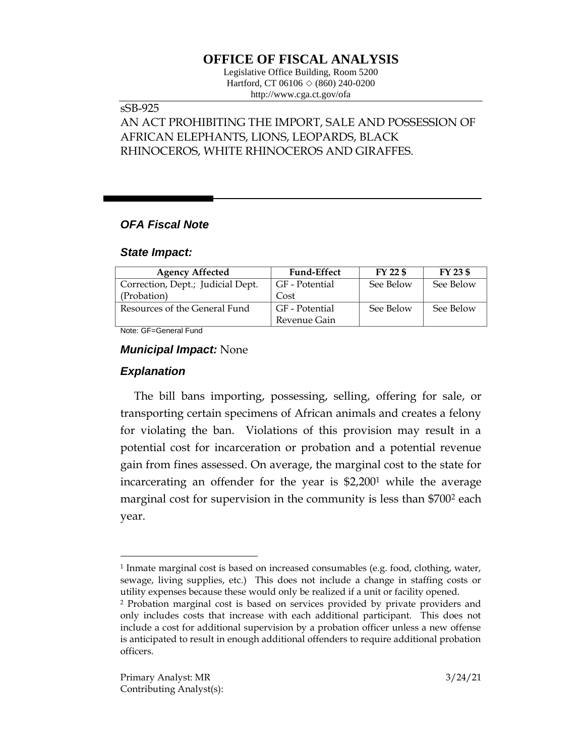# OFFICE OF FISCAL ANALYSIS

Legislative Office Building, Room 5200
Hartford, CT 06106 ◇ (860) 240-0200
http://www.cga.ct.gov/ofa

sSB-925

AN ACT PROHIBITING THE IMPORT, SALE AND POSSESSION OF AFRICAN ELEPHANTS, LIONS, LEOPARDS, BLACK RHINOCEROS, WHITE RHINOCEROS AND GIRAFFES.

## *OFA Fiscal Note*

### *State Impact:*

| Agency Affected | Fund-Effect | FY 22 $ | FY 23 $ |
|---|---|---|---|
| Correction, Dept.; Judicial Dept. (Probation) | GF - Potential Cost | See Below | See Below |
| Resources of the General Fund | GF - Potential Revenue Gain | See Below | See Below |

Note: GF=General Fund

### *Municipal Impact:* None

### *Explanation*

The bill bans importing, possessing, selling, offering for sale, or transporting certain specimens of African animals and creates a felony for violating the ban. Violations of this provision may result in a potential cost for incarceration or probation and a potential revenue gain from fines assessed. On average, the marginal cost to the state for incarcerating an offender for the year is $2,200[1] while the average marginal cost for supervision in the community is less than $700[2] each year.

---

[1] Inmate marginal cost is based on increased consumables (e.g. food, clothing, water, sewage, living supplies, etc.) This does not include a change in staffing costs or utility expenses because these would only be realized if a unit or facility opened.

[2] Probation marginal cost is based on services provided by private providers and only includes costs that increase with each additional participant. This does not include a cost for additional supervision by a probation officer unless a new offense is anticipated to result in enough additional offenders to require additional probation officers.

Primary Analyst: MR
Contributing Analyst(s):

3/24/21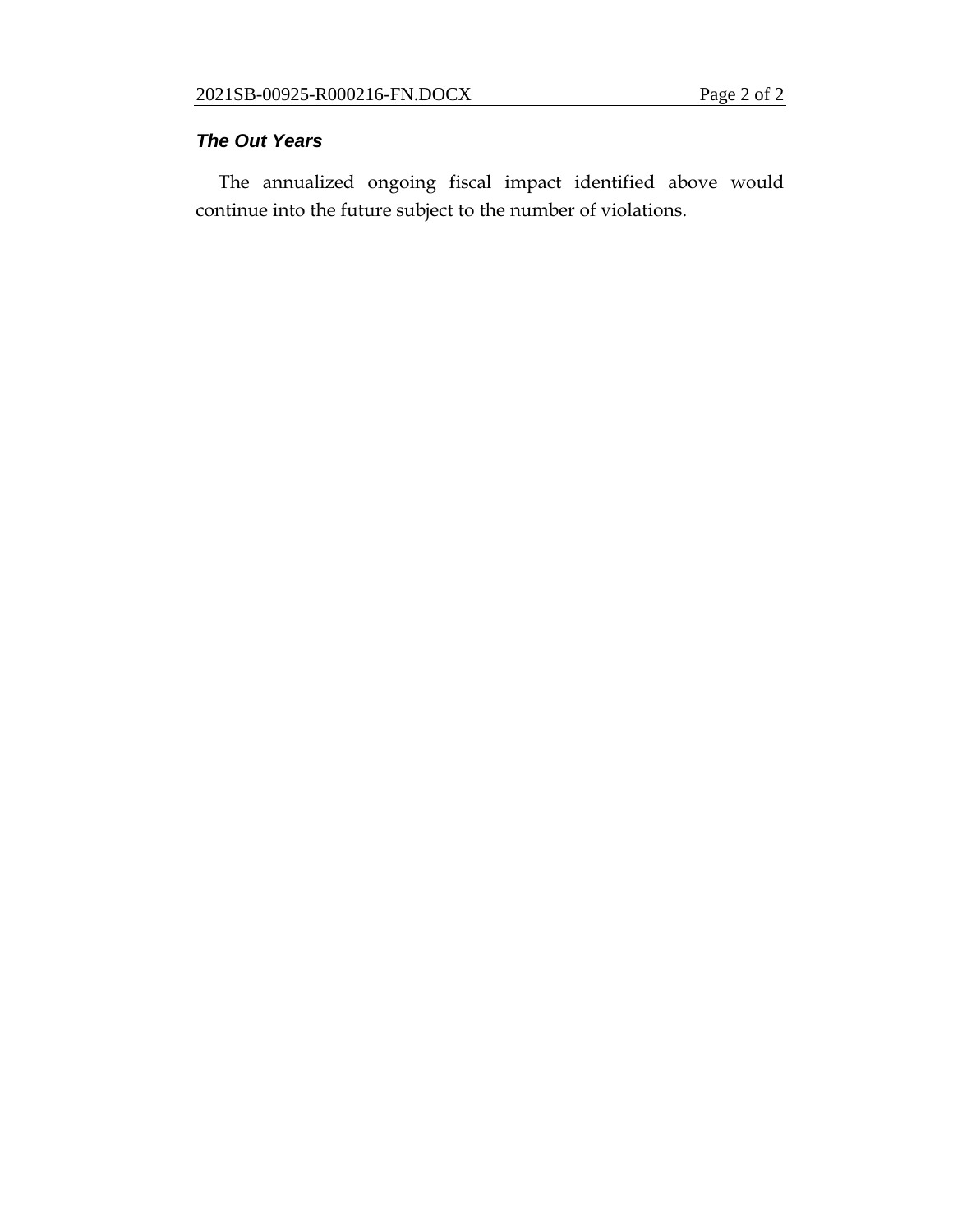### *The Out Years*

The annualized ongoing fiscal impact identified above would continue into the future subject to the number of violations.